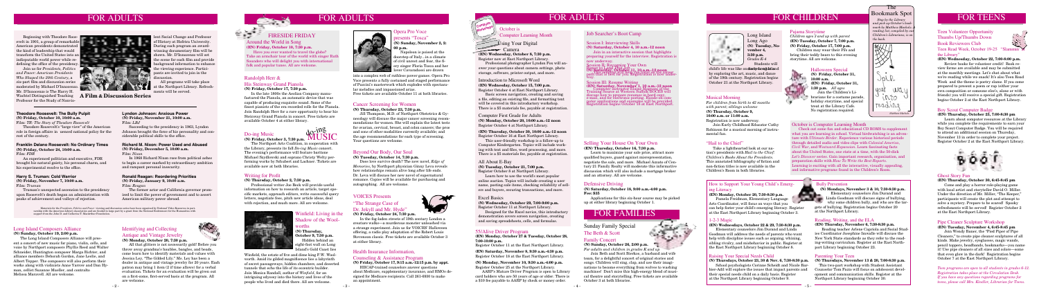# FOR ADULTS

Beginning with Theodore Roosevelt in 1901, a group of remarkable American presidents demonstrated the kind of leadership that would transform the United States into an indisputable world power while redefining the office of the presidency.

Join us for *Presidents, Politics and Power: American Presidents Who Shaped the 20th Century*, a six-part film and discussion series moderated by Michael D'Innocenzo. Mr. D'Innocenzo is the Harry H. Wachtel Distinguished Teaching Professor for the Study of Nonviolent Social Change and Professor of History at Hofstra University. During each program, an award-winning documentary film will be shown. Mr. D'Innocenzo will set the scene for each film and provide background information to enhance the viewing experience. Participants are invited to join in the discussion.

All programs will take place at the Northport Library. Refreshments will be served.

**A Film & Discussion Series**

### Theodore Roosevelt: The Bully Pulpit
**(N) Friday, October 10, 10:00 a.m.**
Film: *TR: The Story of Theodore Roosevelt*

Theodore Roosevelt's "large view" of the American role in foreign affairs in 'seemed rational policy for the rest of the century.

### Franklin Delano Roosevelt: No Ordinary Times
**(N) Friday, October 24, 10:00 a.m.**
Film: *FDR*

An experienced politician and executive, FDR brought his natural gaiety, his personal charm, and his experimental resolve to the office.

### Harry S. Truman: Cold Warrior
**(N) Friday, November 7, 10:00 a.m.**
Film: *Truman*

Truman's unexpected ascension to the presidency upon Roosevelt's death began an administration with peaks of achievement and valleys of rejection.

### Lyndon Johnson: Anxious Power
**(N) Friday, November 21, 10:00 a.m.**
Film: *LBJ*

Succeeding to the presidency in 1963, Lyndon Johnson brought the force of his personality and considerable political skills to the office.

### Richard M. Nixon: Power Used and Abused
**(N) Friday, December 5, 10:00 a.m.**
Film: *Nixon*

In 1968 Richard Nixon rose from political ashes to begin a career marked by extraordinary ambition and rampant personal insecurity.

### Ronald Reagan: Reordering Priorities
**(N) Friday, January 9, 10:00 a.m.**
Film: *Reagan*

The former actor and California governor promised to limit the power of government and to assert American military power abroad.

Materials for the *Presidents, Politics and Power* viewing and discussion series have been organized by Weekend Video Resources in partnership with the American Library Association and are funded in large part by a grant from the National Endowment for the Humanities, with support from the John D. and Catherine T. MacArthur Foundation.

### Long Island Composers Alliance
**(N) Sunday, October 19, 2:00 p.m.**

The Long Island Composers Alliance will present a concert of new music for piano, violin, cello, and voice by Northport composers Phyllis Reed and Walter Schneider, Huntington composer Margo Richter, and alliance members Deborah Geffner, Gene Leslie, and Albert Tepper. The composers will introduce their works along with violinists Annie Yarrow and Dan Hyman, cellist Suzanne Mueller, and contralto Melissa Maravell. All are welcome.

# FOR ADULTS

### FIRESIDE FRIDAY
#### Around the World in Song
**(EN) Friday, October 10, 7:30 p.m.**

Have you ever wanted to travel the globe? Take an armchair tour of the world with singer Ruth Saunders who will delight you with international folk and popular tunes. All are welcome.

### Randolph Herr & His Steinway Grand Pianola
**(N) Friday, October 17, 7:30 p.m.**

In the late 1800s the Aeolian Company manufactured the Pianola, an automatic device that was capable of producing exquisite sound. Some of the finest pianists of the era recorded rolls for the Pianola. Join Randolph Herr for a rare opportunity to hear his Steinway Grand Pianola in concert. Free tickets are available October 4 at either library.

### Do-ing Music
**(N) Friday, October 3, 7:30 p.m.**

The Northport Arts Coalition, in cooperation with the Library, presents its fall *Do-ing Music* concert. The evening's performance will feature baritone Michael Spudkovski and soprano Christy Welty performing works by Schubert and Lachner. Tickets are available now at both libraries.

### Writing for Profit
**(N) Thursday, October 2, 7:30 p.m.**

Professional writer Joe Beck will provide useful information on how to research an article, target specific markets, approach editors, write successful query letters, negotiate fees, pitch new article ideas, deal with rejection, and much more. All are welcome.

### Identifying and Collecting Antique and Vintage Jewelry
**(N) Monday, October 20, 7:30 p.m.**

All that glitters is not necessarily gold! Before you throw away grandma's baubles, bangles, and beads, come learn how to identify materials and values with Jessica Ley, "the Gilded Lily." Ms. Ley has been a dealer in antique and vintage jewelry for 20 years. Each patron may bring 1 item (2 if time allows) for a verbal evaluation. Tickets for an evaluation will be given out on a first-come, first-served basis at the program. All are welcome.

### Winfield: Living in the Shadow of the Woolworths
**(N) Thursday, October 9, 7:30 p.m.**

Hidden behind an eight-foot wall on Long Island's Gold Coast lies Winfield, the estate of Five and dime king F.W. Woolworth. Amid its gilded magnificence lies a labyrinth of secret passageways, hidden chambers, and detected tunnels that echo the life of its eccentric builder. Join Monica Randall, author of *Winfield*, for an intriguing odyssey into the history and lives of the people who lived and died there. All are welcome.

### Opera Pro Voce presents "Tosca"
**(N) Sunday, November 2, 2:00 p.m.**

Napoleon is poised at the doorstep of Italy...in a climate of civil unrest and fear, the fiery singer Floria Tosca and her lover Cavaradossi are drawn into a complex web of ruthless power games. Opera Pro Voce presents a fully costumed and staged performance of Puccini's masterwork which explodes with spectacular melodies and impassioned arias. Free tickets are available October 11 at both libraries.

### Cancer Screening for Women
**(N) Thursday, October 23, 7:30 p.m.**

Jill Thompson, M.D. of Northport Obstetrics & Gynecology will discuss the major cancer screening recommendations for women. She will explain the latest tests for ovarian, cervical, breast, and colon cancers; the pros and cons of other modalities currently available; and the age recommendations for each type of screening. Your questions are welcome.

### Beyond Our Body, Our Soul
**(N) Tuesday, October 14, 7:30 p.m.**

Does love survive death? Our new novel, *Edge of Memories*, by Northport physician Ginny Leva reveals how relationships remain alive long after life ends. Dr. Leva will discuss her new novel of supernatural romance. Copies will be available for purchasing and autographing. All are welcome.

### VOICES Presents "The Strange Case of Dr. Jekyll and Mr. Hyde"
**(N) Friday, October 24, 7:30 p.m.**

In the fog-laden streets of 19th century London a sweater walks—a murderous monster unleashed via a strange experiment. Join us for VOICES' Halloween offering, a radio play adaptation of the Robert Louis Stevenson classic. Free tickets are available October 3 at either library.

### Health Insurance Information, Counseling & Assistance Program
**(N) Friday, October 17, 9:15 a.m.-12:15 p.m. by appt.**

HIICAP-trained counselor answer questions about Medicare, supplementary insurance, and HMOs designed for Medicare recipients. Call 261-6930 to make an appointment.

# FOR ADULTS

## October is Computer Learning Month

### Using Your Digital Camera
**(EN) Wednesday, October 8, 7:30 p.m.**
Register now at East Northport Library.

Professional photographer Lyndon Fox will answer your questions about camera settings, photo storage, software, picture output, and more.

### Introduction to Microsoft Word
**(EN) Wednesday, October 15, 7:00 p.m.**
Register October 4 at East Northport Library.

Basic screen navigation, creating and saving a file, editing an existing file, and formatting text will be covered in this introductory workshop. There is a $5 materials fee, payable at registration.

### Computer First Grade for Adults
**(N) Monday, October 20, 10:00 a.m.-12 noon**
Register October 4 at Northport Library.

**(EN) Thursday, October 30, 10:00 a.m.-12 noon**
Register October 16 at East Northport Library.

This user-friendly workshop is a follow-up to Computer Kindergarten. Topics include working with text and files, word processing, and more. There is a $5 materials fee, payable at registration.

### All About E-Bay
**(N) Tuesday, October 21, 7:00 p.m.**
Register October 8 at Northport Library.

Learn how to use the world's most popular online auction. Topics will include creating a user name, posting sale items, checking reliability of sellers and buyers, securing transactions, and more.

### Excel Basics
**(N) Wednesday, October 29, 7:00-9:00 p.m.**
Register October 11 at Northport Library.

Designed for the Excel novice, this introductory demonstration covers screen navigation, creating and saving spreadsheets, cells, and formulas.

### 55/Alive Driver Program
**(EN) Monday, October 27 & Tuesday, October 28, 7:00-10:00 p.m.**
Register October 11 at the East Northport Library.

**(EN) Saturday, November 8, 9:30 a.m.-4:30 p.m.**
Register October 18 at the East Northport Library.

**(N) Monday, November 10, 9:30 a.m.-4:00 p.m.**
Register October 25 at the Northport Library.

AARP's Mature Driver Program is open to Library card holders who are 50 years of age or older. There is a $10 fee payable to AARP by check or money order.

### Job Searcher's Boot Camp

#### Session I: Interviewing Skills
**(N) Saturday, October 4, 10 a.m.-12 noon**

Join in an interactive session that highlights preparing yourself for the interview. Registration is now underway.

#### Session II: Recreating Your Own Job Search Program
**(EN) Saturday, October 11, 10 a.m.-12 noon**

Register at both libraries. Registration is now underway.

#### Session III: Resume Writing
**(EN) Saturday, November 1, 10 a.m.-12 noon**

Computer instructor Hugh Williams of the Training Source at Western Suffolk BOCES will discuss creating resumes, cover letters, and using e-mail, and the electronic postings. Hands-on computer instruction and examples will be provided. Registration begins October 18 at East Northport.

### Selling Your House On Your Own
**(EN) Thursday, October 16, 7:30 p.m.**

Learn to maximize your sale price, attract more qualified buyers, guard against misrepresentation, negotiate the sale, and more. Michael Amato of Century 21 Family Realty will moderate this informative discussion which will also include a mortgage broker and an attorney. All are welcome.

### Defensive Driving
**(N) Saturday, October 18, 9:30 a.m.-4:00 p.m. Fee: $35**

Applications for this six-hour course may be picked up at either library beginning October 1.

# FOR FAMILIES

### Sunday Family Special
#### The Beth & Scott Family Concert
**(N) Sunday, October 26, 2:00 p.m.**
*For adults and children in grades K and up*

Join Beth and Scott, a husband and wife team, for a delightful concert of original stories and songs. Children will sing, clap, and use their imaginations to become everything from wolves to washing machines! Don't miss this high-energy blend of musical theatre and storytelling. Free tickets are available October 3 at both libraries.

# FOR CHILDREN

### Long Island Long Ago
**(N) Tuesday, November 4, 3:30 p.m.**
*Grades K-4*

Students will step into a child's life was like on Long Island long ago by exploring the art, music, and dress of the 19th century. Registration begins October 21 at the Northport Library.

### Musical Morning
*For children from birth to 42 months with parent; siblings welcome*
**(N) Thursday, October 9, 10:00 a.m. or 11:00 a.m.**
Registration is now underway.

Join Early Childhood Educator Cathy Robinson for a musical morning of instrumental fun.

### "Hail to the Chief"

Take a lighthearted look at our nation's presidents with *Hail to the Chief* (*Children's Books About the Presidents*. This annotated bibliography of fiction and non-fiction titles is now available in the Children's Room in both libraries.

### October is Computer Learning Month

Check out some fun and educational CD ROMS to supplement what you are learning in school. Virtual bookmarking is an adventure with *Ultimate Birder*. Experience various historical periods through detailed maps and video clips with *Colonial America*, *Civil War*, and *Westward Expansion*. Learn fascinating facts about the United States, one state at a time, with the 50-disk *Let's Discover* series. Gain important research, organization, and preparation skills with *How To Write the Best Reports*. Learning is exciting with all the interactive, visually appealing, and informative programs found in the Children's Room.

### How to Support Your Young Child's Emerging Literacy
**(EN) Monday, October 20, 7:30-8:30 p.m.**

Pamela Freidman, Elementary Language Arts Coordinator, will focus on ways that you can help foster your child's emerging literacy. Register at the East Northport Library beginning October 6.

### 1-2-3 Magic
**(EN) Wednesdays, October 22 & 29, 7:30-8:30 p.m.**

Elementary counselors Jim Durand and Linda Goodman will address the needs of parents who want help with discipline issues such as arguing, whining, sibling rivalry, and misbehavior in public. Register at the East Northport Library beginning October 8.

### Raising Your Special Needs Child
**(N) Thursdays, October 23, 30 & Nov. 6, 7:30-8:30 p.m.**

School psychologists Corinne Schmitt and Nicole Barbier-Adil will explore the issues that impact parents and their special needs child on a daily basis. Register at the Northport Library beginning October 9.

### Pajama Storytime
*Children ages 3 and up with parent*
**(EN) Tuesday, October 7, 7:00 p.m.**
**(N) Tuesday, October 21, 7:00 p.m.**

Children may wear their PJs and bring their teddy bears to this evening storytime. All are welcome.

### Halloween Special
**(N) Friday, October 31, 10:00 a.m.**
**(EN) Friday, October 31, 1:30 p.m.**
*All ages*

Get into the spirit of Halloween at the Children's Librarians for a costume parade, holiday storytime, and special treat at the Library Cafe. No registration required.

### Bully Prevention
**(N) Mondays, November 3 & 10, 7:30-8:30 p.m.**

Elementary counselors Jim Durand and Linda Goodman will discuss signs of bullying, why some children bully, and who are the targets of bullying. Registration begins October 20 at Northport Library.

### Reading, Writing, and the ELA
**(EN) Thursday, November 6, 7:30-8:30 p.m.**

Reading teacher Arlene Capriola and Social Studies Coordinator Josephine Iervolino will discuss the New York State standards as they refer to the reading-writing curriculum. Register at the East Northport Library beginning October 23.

### Parenting Your Teen
**(N) Thursdays, November 13 & 20, 7:00-8:30 p.m.**

This two-part workshop with Student Assistant Counselor Tom Fazio will focus on adolescent development and communication skills. Register at the Northport Library beginning October 30.

## The Bookmark Spot

*Stop by the Library and pick up October's bookmark by Madeline Madesko. A reading list, compiled by our Children's Librarians, is on the back.*

# FOR TEENS

### Teen Volunteer Opportunity
#### Thumbs Up/Thumbs Down Book Reviewers Club
Teen Read Week, October 19-25 "Slammin' at the Library"

**(EN) Wednesday, October 22, 7:00-8:00 p.m.**

Review books for volunteer credit! Book review forms are available and may be submitted at the monthly meetings. Let's chat about what we're reading while we snack! It's also Teen Read Week and the theme is poetry slams. If you have a poem prepared to present, you can share it with your own composition or someone else's, alone or with friends you will receive a special gift. Registration begins October 2 at the East Northport Library.

### Boy Scout Computer Badge
**(EN) Thursday, October 23, 7:00-8:30 p.m.**

Learn about computer resources at the Library while you complete the requirements to earn your Boy Scout Computer Badge. You will be required to attend an additional session on Thursday, November 13 in order to complete your project. Register October 2 at East Northport.

### Ghost Story Fun
**(EN) Thursday, October 30, 6:45-8:45 p.m.**

Come and play a horror role-playing game with local actor and storyteller David G. Miller. Under the direction of Mr. Miller, "The Keeper," participants will create the plot and attempt to solve a mystery. Prepare to be scared! Spooky refreshments will be served! Register October 2 at the East Northport Library.

### Pipe Cleaner Sculpture Workshop
**(EN) Tuesday, November 4, 6:45-8:45 p.m.**

Join Wendy Bauer, the "Pied Piper of Pipe Cleaners," to create pipe cleaner sculptures of all kinds. Make jewelry, eyeglasses, magic wands, pencil toppers, headbands, bookmarks—you name it! Use pipe cleaners of all sizes and colors—some that even glow in the dark! Registration begins October 7 at the East Northport Library.

*Teen programs are open to all students in grades 6-12. Registration takes place at the Circulation Desk. If you have any questions regarding programs for teens, please call Mrs. Kindler, Librarian for Teens.*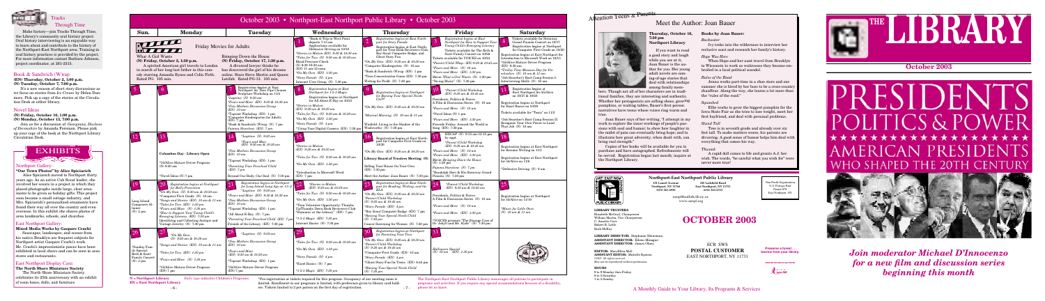## Tracks Through Time

Make history—join Tracks Through Time, the Library's community oral history project. Oral history interviewing is an enjoyable way to learn about and contribute to the history of the Northport-East Northport area. Training in oral history practices is provided by the project. For more information contact Barbara Johnson, project coordinator, at 261-2313.

## Book & Sandwich (W)rap

**(EN) Thursday, October 2, 1:00 p.m.**
**(N) Tuesday, October 7, 7:00 p.m.**

It's a new season of short story discussions as we focus on stories from *Ice Cream* by Helen Dunmore. Pick up a copy of the stories at the Circulation Desk at either library.

## Novel Ideas

**(N) Friday, October 10, 1:00 p.m.**
**(N) Monday, October 13, 7:00 p.m.**

Join us for a discussion of *Georgiana, Duchess of Devonshire* by Amanda Foreman. Please pick up your copy of the book at the Northport Library Circulation Desk.

## EXHIBITS

### Northport Gallery:

**"Our Town Photos" by Alice Spiciarich**

Alice Spiciarich moved to Northport thirty years ago. As an active Cub Scout leader, she involved her scouts in a project in which they placed photographs inside large, clear ornaments to be given as holiday gifts. This project soon became a small cottage industry, and Mrs. Spiciarich's personalized ornaments have found their way all over the country and even overseas. In this exhibit, she displays photos of area landmarks, schools, and churches.

### East Northport Gallery:

**Mixed Media Works by Gaspare Crachi**

Seascapes, landscapes, and scenes from his native Brooklyn are frequent subjects for Northport artist Gaspare Crachi's work. Mr. Crachi's impressionistic pieces have been exhibited in local shows and can be seen in area stores and restaurants.

### East Northport Display Case:

**The North Shore Miniature Society**

The North Shore Miniature Society celebrates its 25th anniversary with an exhibit of room boxes, dolls, and furniture.

# October 2003 • Northport-East Northport Public Library • October 2003

| Sun. | Monday | Tuesday | Wednesday | Thursday | Friday | Saturday |
|---|---|---|---|---|---|---|
| | **Friday Movies for Adults**<br>**What A Girl Wants**<br>**(N) Friday, October 3, 1:30 p.m.**<br>A spirited American girl travels to London in search of her long-lost father in this comedy starring Amanda Bynes and Colin Firth. Rated PG. 105 min. | **Bringing Down the House**<br>**(N) Friday, October 17, 1:30 p.m.**<br>A divorced lawyer thinks he has discovered the girl of his dreams online. Stars Steve Martin and Queen Latifah. Rated PG-13. 105 min. | **1** \*Book-A-Trip to West Point departs 7:15 am<br>Applications available for *Defensive Driving* on 10/18<br>\*Stories in Motion (EN) 9:30 & 10:30 am<br>\*Tales for Two (N) 9:30 am & 10:30 am<br>Blood Pressure Check (N) 9:30-10:30 am<br>(EN) 11 am-12 noon<br>\*On My Own (EN) 1:30 pm<br>\*Story Parade (N) 4 pm<br>Internet User Group (N) 7:30 pm | **2** Registration begins at East Northport for *Story Parade*<br>Registration begins at East Northport for Teen Book Reviewers Club, *Buy Scout Computer Badges*, and *Ghost Story Fun*<br>\*On My Own (EN) 9:30 am & 10:30 am<br>\*Computer Kindergarten (N) 10 am<br>\*Book & Sandwich (W)rap (EN) 1 pm<br>\*Teen Concentration Games (EN) 7:30 pm<br>Writing for Profit (N) 7:30 pm | **3** Registration begins at East Northport for *How to Support Your Young Child's Emerging Literacy*<br>Tickets available for The Beth & Scott Family Concert on 10/26<br>Tickets available for VOICES on 10/24<br>\*Parent/Child Wksp (EN) 9:30 & 10:45 am<br>\*Fours and More (N) 10 am<br>\*Fours and More (EN) 1:30 pm<br>Movie: *What a Girl Wants* (N) 1:30 pm<br>\*Swing Skate" (EN) 4 pm | **4** Tickets available for Brewster Grand Paradise Concert on 10/17<br>Registration begins at Northport for *Computer First Grade* on 10/20<br>Registration begins at East Northport for *Introduction to Microsoft Word* on 10/15<br>\*AARPsrs Mature Driver Program (EN) 9:30 am<br>\*Friday Teen Mommie Day for Preschoolers (N) 10 am & 11 am<br>\*Job Searcher's Boot Camp Session I: Interviewing Skills (N) 10 am |
| **5** | **6** | **7** Registration begins at East Northport for Teen Pipe Cleaner Sculpture Workshop on 10/20<br>\*Lapline (N) 9:30 am<br>\*Fours and More (EN) 9:30 & 10:30 am<br>\*New Mothers Discussion Group (EN) 10 am<br>\*Toputot Workshop (EN) 1 pm<br>\*Computer Kindergarten for Adults (EN) 7 pm<br>\*Book & Sandwich (W)rap (N) 7 pm<br>Pajama Storytime (EN) 7 pm | **8** Registration begins at East Northport for 1-2-3 Magic<br>Registration begins at Northport for All About E-Bay on 10/21<br>\*Stories in Motion (EN) 9:30 am & 10:30 am<br>\*Tales for Two (N) 9:30 am & 10:30 am<br>\*On My Own (EN) 1:30 pm<br>\*Story Parade (N) 4 pm<br>\*Using Your Digital Camera (EN) 7:30 pm | **9** Registration begins at East Northport for Raising Your Special Needs Child<br>\*On My Own (EN) 9:30 am & 10:30 am<br>\*Musical Morning (N) 10 am & 11 am<br>Windeld: Living in the Shadow of the Wentworths (N) 7:30 pm | **10** \*Parent/Child Workshop (EN) 9:30 am & 10:45 am<br>Presidents, Politics & Power: A Film & Discussion Series (N) 10 am<br>\*Fours and More (N) 10 am<br>\*Novel Ideas (N) 1 pm<br>\*Fours and More (EN) 1:30 pm<br>Fireside Friday: Around the World in Song (EN) 7:30 pm | **11** Registration begins at East Northport for Di Sio on 10/21 & 10/25<br>Registration begins at Northport for Exact Ranco on 10/29<br>Tickets available for "Teens" on 11/2<br>\*Job Searcher's Boot Camp Session II: Recognize Your Own Power to Land That Job (N) 10 am |
| **12** | **13** Columbus Day - Library Open<br>\*AARPsrs Mature Driver Program (N) 9:30 am<br>\*Novel Ideas (N) 7 pm | **14** \*Lapline (N) 9:30 am<br>\*Fours and More (EN) 9:30 am & 10:30 am<br>\*New Mothers Discussion Group (EN) 10 am<br>\*Toputot Workshop (EN) 1 pm<br>\*Parenting Your Preschool Child (EN) 7 pm<br>Beyond Our Body, Our Soul (N) 7 pm | **15** \*Stories in Motion (EN) 9:30 am & 10:30 am<br>\*Tales for Two (N) 9:30 am & 10:30 am<br>\*On My Own (EN) 1:30 pm<br>\*Introduction to Microsoft Word (EN) 7 pm | **16** Registration begins at East Northport for Computer First Grade on 10/30<br>\*On My Own (EN) 9:30 am & 10:30 am<br>**Library Board of Trustees Meeting (N)**<br>Selling Your House On Your Own (EN) 7:30 pm<br>Meet the Author: Joan Bauer (N) 7:30 pm | **17** \*Swing Skate (EN) 9:15 am-12:15 pm by appt.<br>\*Parent/Child Workshop (EN) 9:30 am & 10:45 am<br>\*Fours and More (N) 10 am<br>\*Fours and More (EN) 1:30 pm<br>Movie: *Bringing Down the House* (N) 1:30 pm<br>Pajama Storytime (N) 7 pm<br>\*Brooklyn Here & His Mommy Grand Piano (N) 7:30 pm | **18** Registration begins at East Northport for Resume Writing on 11/1<br>Registration begins at East Northport for Di Sio on 10/25<br>\*Defensive Driving (N) 9 am |
| **19** Long Island Composers Alliance (N) 2 pm | **20** Registration begins at Northport for Baldly Prevention<br>\*On My Own (N) 9:30 am & 10:30 am<br>\*Computer First Grade (N) 10 am<br>\*Songs and Stories (EN) 10 am & 11 am<br>\*Tales for Two (EN) 1:30 pm<br>\*Fours and More (N) 1:30 pm<br>\*How to Support Your Young Child's Emerging Literacy (EN) 7:30 pm<br>Identifying and Collecting Antique and Vintage Jewelry (N) 7:30 pm | **21** Registration begins at Northport for Long Island Long Ago on 11/4<br>\*Lapline (N) 9:30 am<br>\*Fours and More (EN) 9:30 & 10:30 am<br>\*New Mothers Discussion Group (EN) 10 am<br>\*Toputot Workshop (EN) 1 pm<br>\*All About E-Bay (N) 7 pm<br>\*Parenting Your Preschool Child (EN) 7 pm<br>Friends of the Library (EN) 7:30 pm | **22** \*Stories in Motion (EN) 9:30 am & 10:30 am<br>\*Tales for Two (N) 9:30 am & 10:30 am<br>\*On My Own (EN) 1:30 pm<br>\*Teen Volunteer Opportunity: Thumbs Up/Thumbs Down Book Reviewers Club "Haunted" at the Library" (EN) 7 pm<br>\*1-2-3 Magic (EN) 7:30 pm<br>Internet Basics (N) 7:30 pm | **23** Registration begins at East Northport for *Reading, Writing, and the Kids*<br>\*On My Own (EN) 9:30 am & 10:30 am<br>\*Parent/Child Workshop (N) 9:30 am & 10:45 am<br>\*Story Parade (EN) 4 pm<br>\*Boy Scout Computer Badge (EN) 7 pm<br>\*Raising Your Special Needs Child (N) 7:30 pm<br>Cancer Screening for Women (N) 7:30 pm | **24** \*Parent/Child Workshop (EN) 9:30 am & 10:45 am<br>Presidents, Politics & Power: A Film & Discussion Series (N) 10 am<br>\*Fours and More (N) 10 am<br>\*Fours and More (EN) 1:30 pm<br>\*VOICES presents "The Strange Case of Dr. Jekyll and Mr. Hyde" (N) 7:30 pm | **25** Registration begins at Northport for Di Sio on 11/14<br>\*Music for Little Ones (N) 10 am & 11 am |
| **26** \*Sunday Family Special: Beth & Scott Family Concert (N) 2 pm | **27** \*On My Own (N) 9:30 am & 10:30 am<br>\*Songs and Stories (EN) 10 am & 11 am<br>\*Tales for Two (EN) 1:30 pm<br>\*Fours and More (N) 1:30 pm<br>\*AARPsrs Mature Driver Program (EN) 7 pm | **28** \*Lapline (N) 9:30 am<br>\*New Mothers Discussion Group (EN) 10 am<br>\*Fours and More (EN) 9:30 am & 10:30 am<br>\*Toputot Workshop (EN) 1 pm<br>\*AARPsrs Mature Driver Program (EN) 7 pm | **29** \*Tales for Two (N) 9:30 am & 10:30 am<br>\*On My Own (EN) 1:30 pm<br>\*Story Parade (N) 4 pm<br>\*Exact Ranco (N) 7 pm<br>\*1-2-3 Magic (EN) 7:30 pm | **30** Registration begins at East Northport for *Parenting Your Teen*<br>\*On My Own (EN) 9:30 am & 10:30 am<br>\*Parent/Child Workshop (N) 9:30 am & 10:45 am<br>\*Computer First Grade (EN) 10 am<br>\*Story Parade (EN) 4 pm<br>\*Ghost Story Fun for Teens (EN) 6:45 pm<br>\*Raising Your Special Needs Child (N) 7:30 pm | **31** Halloween Special (N) 10 am \* (EN) 1:30 pm | |

**N = Northport Library**
**EN = East Northport Library**

*Italic type indicates Children's Programs.*

\*Pre-registration or tickets required for this program. Occupancy of our meeting room is limited. Enrollment in our programs is limited, with preference given to library card holders. Tickets limited to 2 per person on the first day of registration.

The Northport-East Northport Public Library encourages all patrons to participate in programs and activities. If you require any special accommodations because of a disability, please let us know.

Attention Teens & Parents

## Meet the Author: Joan Bauer

**Thursday, October 16, 7:30 pm**
**Northport Library**

If you want to read a good story and laugh while you are at it, Joan Bauer is the author for you. Her young adult novels are coming-of-age stories that deal with relationships among family members. Though not all of her characters are in traditional families, they are interesting and authentic. Whether her protagonists are selling shoes, growing pumpkins, or waiting tables, Bauer's first person narratives have teens whose voices ring warm and true.

Joan Bauer says of her writing, "I attempt in my work to explore the inner workings of people's passions with zeal and humor; to show how laughter in the midst of pain can eventually bring hope; and to illustrate how great adversity, when dealt with, can bring real strength."

Copies of her books will be available for sale. Come and have your autographed. Refreshments will be served. Registration began last month; inquire at the Northport Library.

### Books by Joan Bauer:

*Backwater*

Ivy treks into the wilderness to interview her reclusive aunt and research her family's history.

*Hope Was Here*

When Hope and her aunt travel from Brooklyn to Wisconsin to work as waitresses they become embroiled in a local political scandal.

*Rules of the Road*

Jenna works part-time in a shoe store and one summer she is hired by her boss to be a cross-country chauffeur. Along the way, she learns a lot more than the "rules of the road."

*Squashed*

Ellie works to grow the biggest pumpkin for the Iowa State Fair as she tries to lose weight, meet her first boyfriend, and deal with personal problems.

*Stand Tall*

Tree is in seventh grade and already over six feet tall. To make matters worse, his parents are divorcing. A good sense of humor helps him deal with everything that comes his way.

*Thwonk*

A cupid doll comes to life and grants A.J. her wish. The words, "be careful what you wish for" were never more true!

**Northport-East Northport Public Library**

151 Laurel Avenue
Northport, NY 11768
(631) 261-6930

185 Larkfield Road
East Northport, NY 11731
(631) 261-2313

nenpl@suffolk.lib.ny.us
www.nenpl.org

Non-Profit Organization
U.S. Postage Paid
Permit #79
East Northport, NY

**LIBRARY TRUSTEES**
Elizabeth McCloud, Chairperson
William Martin, Vice Chairperson
C. Annette Carr
Robert E. Little
Beth McKay

**LIBRARY DIRECTOR:** Stephanie Heineman
**ASSISTANT DIRECTOR:** Eileen Minogue
**ASSISTANT DIRECTOR:** James Olney

**EDITOR:** MaryEllen Moll
**ASSISTANT EDITOR:** Michelle Epstein
©2003. All rights reserved.
May not be reproduced without permission.

**HOURS**
9 to 9 Monday thru Friday
9 to 5 Saturday
1 to 5 Sunday

# OCTOBER 2003

ECR SWS
**POSTAL CUSTOMER**
EAST NORTHPORT, NY 11731

Preserve a forest... borrow from your library.

# THE LIBRARY

**October 2003**

# PRESIDENTS POLITICS & POWER
# AMERICAN PRESIDENTS WHO SHAPED THE 20TH CENTURY

*Join moderator Michael D'Innocenzo for a new film and discussion series beginning this month*

A Monthly Guide to Your Library, Its Programs & Services